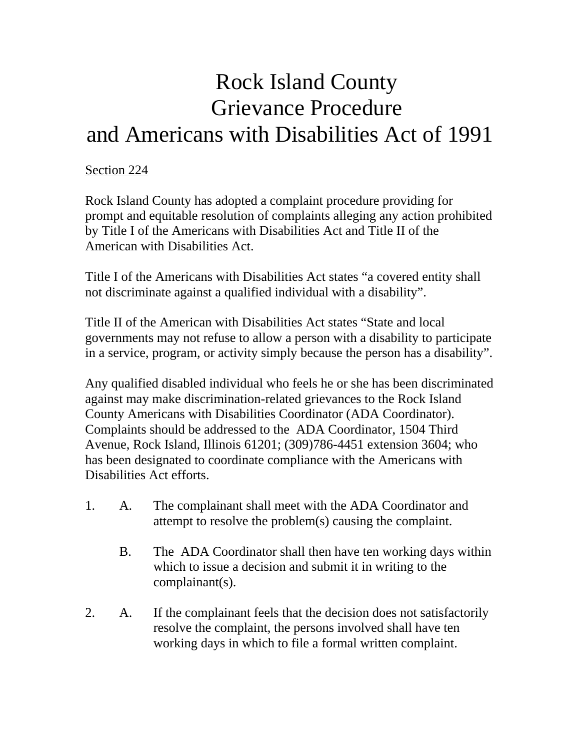# Rock Island County
# Grievance Procedure
# and Americans with Disabilities Act of 1991

Section 224

Rock Island County has adopted a complaint procedure providing for prompt and equitable resolution of complaints alleging any action prohibited by Title I of the Americans with Disabilities Act and Title II of the American with Disabilities Act.

Title I of the Americans with Disabilities Act states "a covered entity shall not discriminate against a qualified individual with a disability".

Title II of the American with Disabilities Act states "State and local governments may not refuse to allow a person with a disability to participate in a service, program, or activity simply because the person has a disability".

Any qualified disabled individual who feels he or she has been discriminated against may make discrimination-related grievances to the Rock Island County Americans with Disabilities Coordinator (ADA Coordinator). Complaints should be addressed to the ADA Coordinator, 1504 Third Avenue, Rock Island, Illinois 61201; (309)786-4451 extension 3604; who has been designated to coordinate compliance with the Americans with Disabilities Act efforts.

1. A. The complainant shall meet with the ADA Coordinator and attempt to resolve the problem(s) causing the complaint.

   B. The ADA Coordinator shall then have ten working days within which to issue a decision and submit it in writing to the complainant(s).

2. A. If the complainant feels that the decision does not satisfactorily resolve the complaint, the persons involved shall have ten working days in which to file a formal written complaint.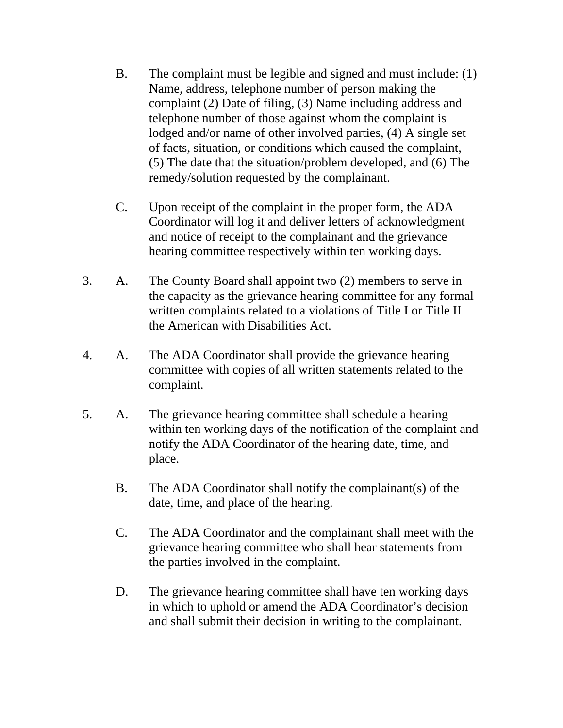B. The complaint must be legible and signed and must include: (1) Name, address, telephone number of person making the complaint (2) Date of filing, (3) Name including address and telephone number of those against whom the complaint is lodged and/or name of other involved parties, (4) A single set of facts, situation, or conditions which caused the complaint, (5) The date that the situation/problem developed, and (6) The remedy/solution requested by the complainant.

C. Upon receipt of the complaint in the proper form, the ADA Coordinator will log it and deliver letters of acknowledgment and notice of receipt to the complainant and the grievance hearing committee respectively within ten working days.

3. A. The County Board shall appoint two (2) members to serve in the capacity as the grievance hearing committee for any formal written complaints related to a violations of Title I or Title II the American with Disabilities Act.

4. A. The ADA Coordinator shall provide the grievance hearing committee with copies of all written statements related to the complaint.

5. A. The grievance hearing committee shall schedule a hearing within ten working days of the notification of the complaint and notify the ADA Coordinator of the hearing date, time, and place.

B. The ADA Coordinator shall notify the complainant(s) of the date, time, and place of the hearing.

C. The ADA Coordinator and the complainant shall meet with the grievance hearing committee who shall hear statements from the parties involved in the complaint.

D. The grievance hearing committee shall have ten working days in which to uphold or amend the ADA Coordinator's decision and shall submit their decision in writing to the complainant.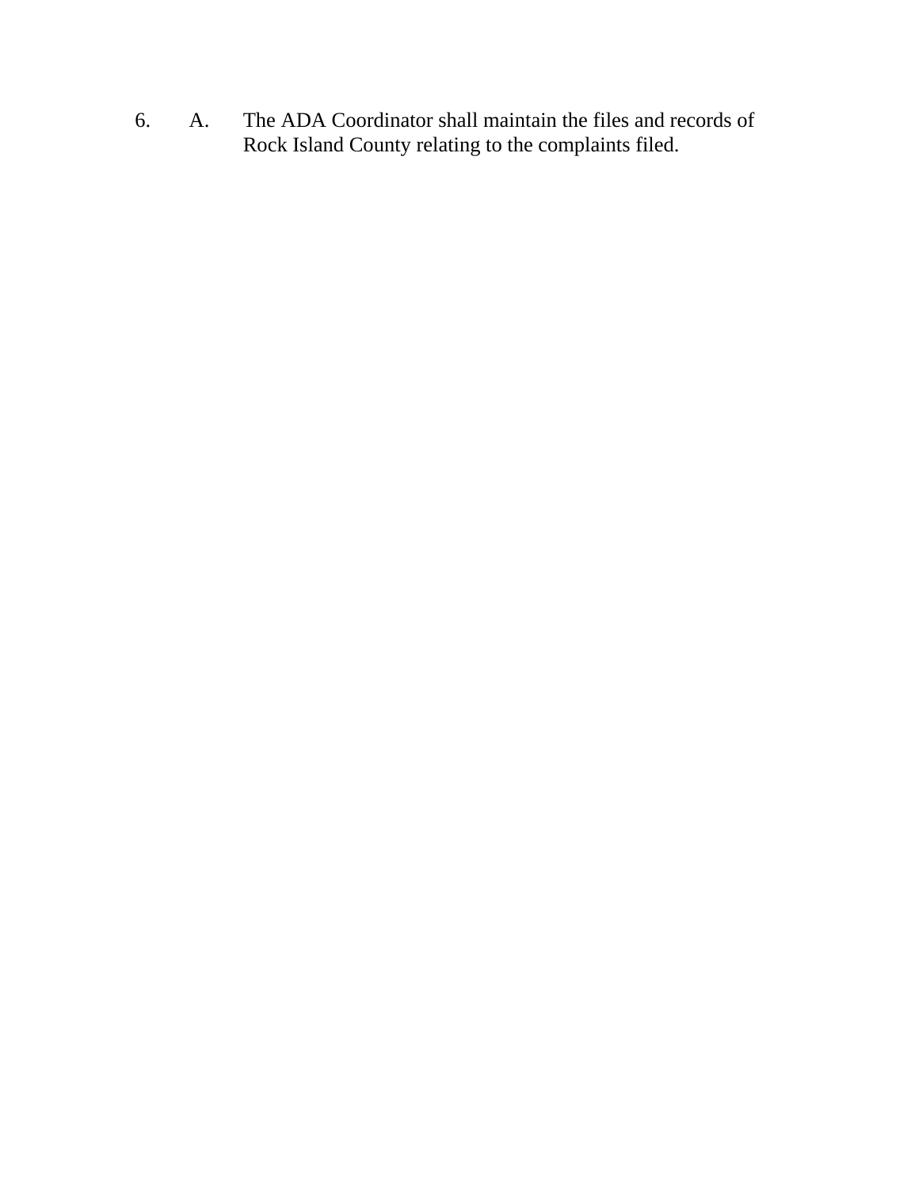6. A. The ADA Coordinator shall maintain the files and records of Rock Island County relating to the complaints filed.